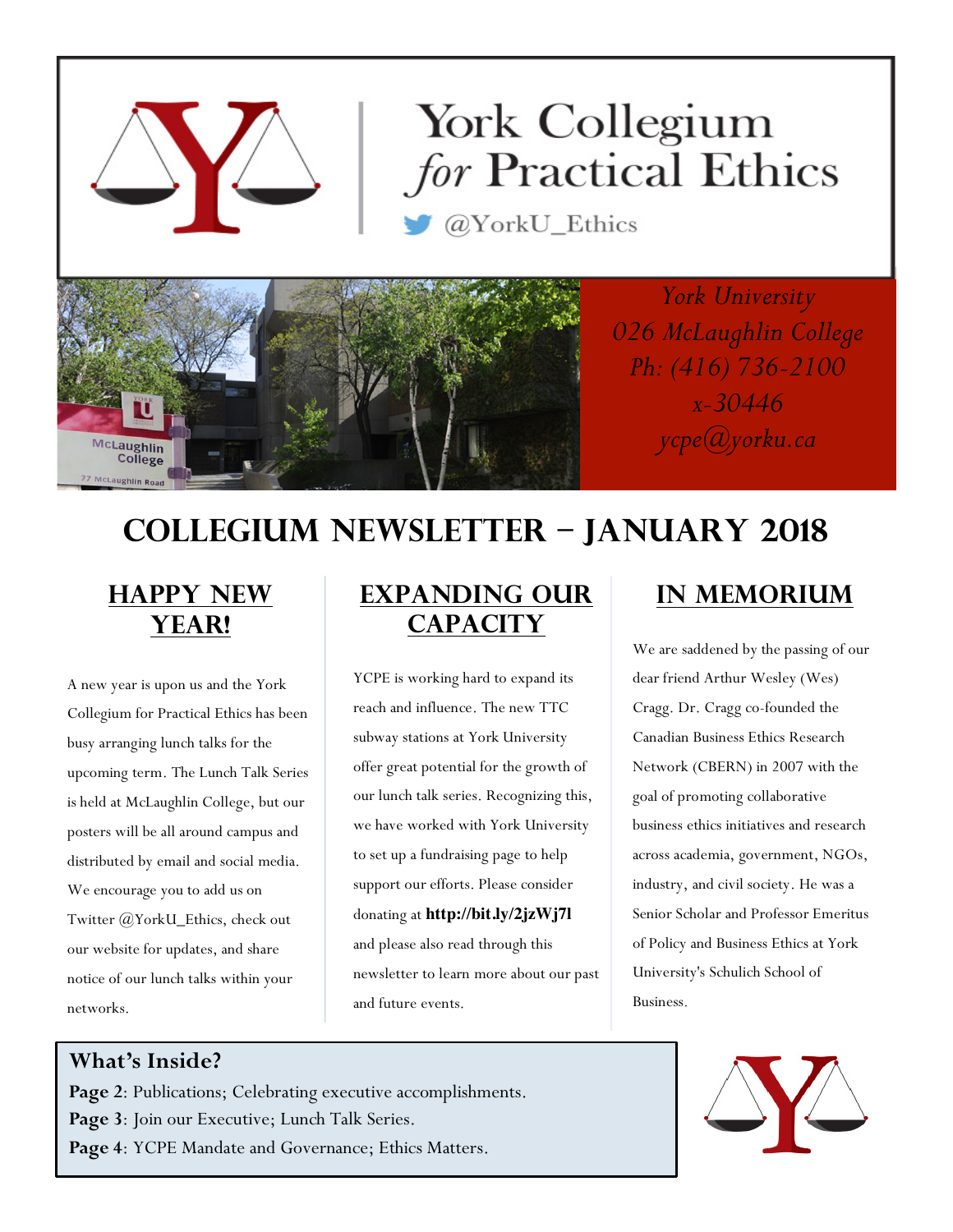# York Collegium *for* Practical Ethics

@YorkU_Ethics

*York University*
*026 McLaughlin College*
*Ph: (416) 736-2100*
*x-30446*
*ycpe@yorku.ca*

# Collegium Newsletter – January 2018

## Happy New Year!

A new year is upon us and the York Collegium for Practical Ethics has been busy arranging lunch talks for the upcoming term. The Lunch Talk Series is held at McLaughlin College, but our posters will be all around campus and distributed by email and social media. We encourage you to add us on Twitter @YorkU_Ethics, check out our website for updates, and share notice of our lunch talks within your networks.

## Expanding Our Capacity

YCPE is working hard to expand its reach and influence. The new TTC subway stations at York University offer great potential for the growth of our lunch talk series. Recognizing this, we have worked with York University to set up a fundraising page to help support our efforts. Please consider donating at **http://bit.ly/2jzWj7l** and please also read through this newsletter to learn more about our past and future events.

## In Memorium

We are saddened by the passing of our dear friend Arthur Wesley (Wes) Cragg. Dr. Cragg co-founded the Canadian Business Ethics Research Network (CBERN) in 2007 with the goal of promoting collaborative business ethics initiatives and research across academia, government, NGOs, industry, and civil society. He was a Senior Scholar and Professor Emeritus of Policy and Business Ethics at York University's Schulich School of Business.

### What's Inside?

**Page 2**: Publications; Celebrating executive accomplishments.
**Page 3**: Join our Executive; Lunch Talk Series.
**Page 4**: YCPE Mandate and Governance; Ethics Matters.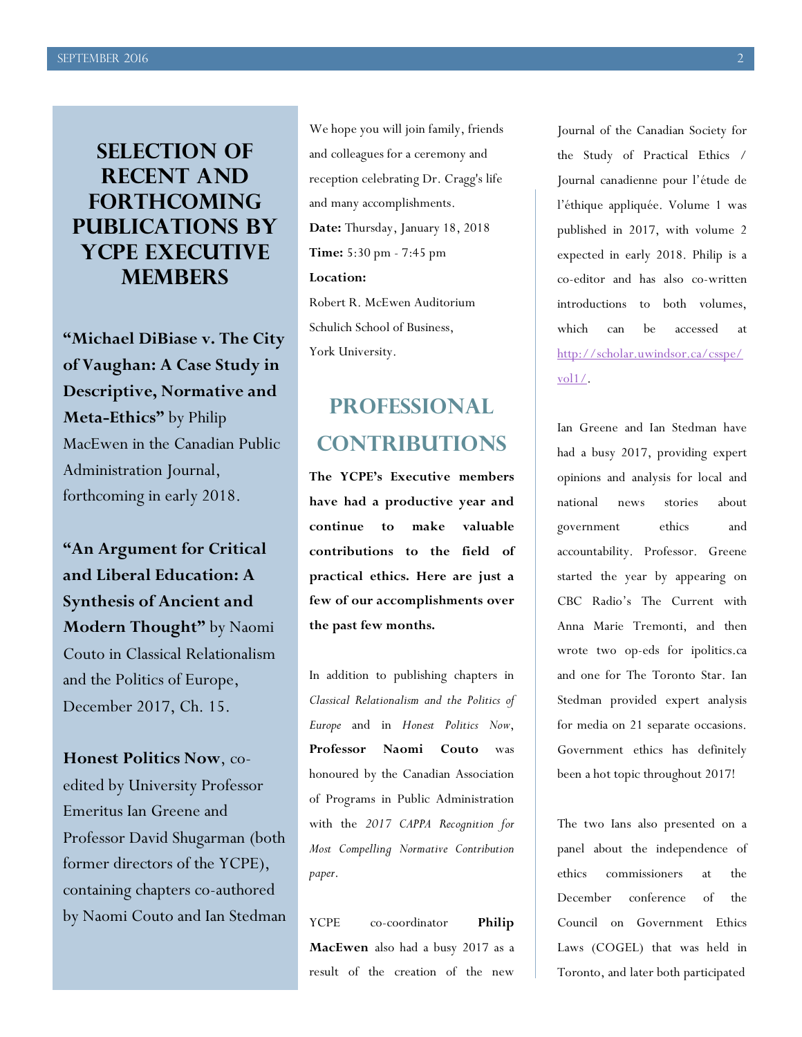## SELECTION OF RECENT AND FORTHCOMING PUBLICATIONS BY YCPE EXECUTIVE MEMBERS

**"Michael DiBiase v. The City of Vaughan: A Case Study in Descriptive, Normative and Meta-Ethics"** by Philip MacEwen in the Canadian Public Administration Journal, forthcoming in early 2018.

**"An Argument for Critical and Liberal Education: A Synthesis of Ancient and Modern Thought"** by Naomi Couto in Classical Relationalism and the Politics of Europe, December 2017, Ch. 15.

**Honest Politics Now**, co-edited by University Professor Emeritus Ian Greene and Professor David Shugarman (both former directors of the YCPE), containing chapters co-authored by Naomi Couto and Ian Stedman

We hope you will join family, friends and colleagues for a ceremony and reception celebrating Dr. Cragg's life and many accomplishments.
**Date:** Thursday, January 18, 2018
**Time:** 5:30 pm - 7:45 pm
**Location:**
Robert R. McEwen Auditorium
Schulich School of Business,
York University.

## PROFESSIONAL CONTRIBUTIONS

**The YCPE's Executive members have had a productive year and continue to make valuable contributions to the field of practical ethics. Here are just a few of our accomplishments over the past few months.**

In addition to publishing chapters in *Classical Relationalism and the Politics of Europe* and in *Honest Politics Now*, **Professor Naomi Couto** was honoured by the Canadian Association of Programs in Public Administration with the *2017 CAPPA Recognition for Most Compelling Normative Contribution paper*.

YCPE co-coordinator **Philip MacEwen** also had a busy 2017 as a result of the creation of the new Journal of the Canadian Society for the Study of Practical Ethics / Journal canadienne pour l'étude de l'éthique appliquée. Volume 1 was published in 2017, with volume 2 expected in early 2018. Philip is a co-editor and has also co-written introductions to both volumes, which can be accessed at http://scholar.uwindsor.ca/csspe/vol1/.

Ian Greene and Ian Stedman have had a busy 2017, providing expert opinions and analysis for local and national news stories about government ethics and accountability. Professor. Greene started the year by appearing on CBC Radio's The Current with Anna Marie Tremonti, and then wrote two op-eds for ipolitics.ca and one for The Toronto Star. Ian Stedman provided expert analysis for media on 21 separate occasions. Government ethics has definitely been a hot topic throughout 2017!

The two Ians also presented on a panel about the independence of ethics commissioners at the December conference of the Council on Government Ethics Laws (COGEL) that was held in Toronto, and later both participated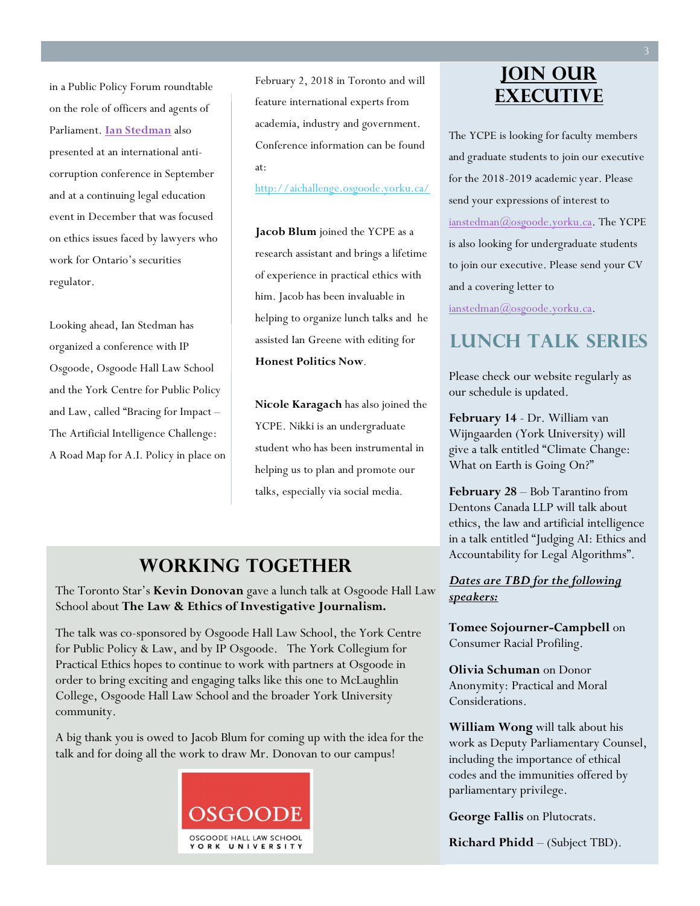in a Public Policy Forum roundtable on the role of officers and agents of Parliament. **Ian Stedman** also presented at an international anti-corruption conference in September and at a continuing legal education event in December that was focused on ethics issues faced by lawyers who work for Ontario's securities regulator.

Looking ahead, Ian Stedman has organized a conference with IP Osgoode, Osgoode Hall Law School and the York Centre for Public Policy and Law, called "Bracing for Impact – The Artificial Intelligence Challenge: A Road Map for A.I. Policy in place on February 2, 2018 in Toronto and will feature international experts from academia, industry and government. Conference information can be found at: http://aichallenge.osgoode.yorku.ca/

**Jacob Blum** joined the YCPE as a research assistant and brings a lifetime of experience in practical ethics with him. Jacob has been invaluable in helping to organize lunch talks and he assisted Ian Greene with editing for **Honest Politics Now**.

**Nicole Karagach** has also joined the YCPE. Nikki is an undergraduate student who has been instrumental in helping us to plan and promote our talks, especially via social media.

## WORKING TOGETHER

The Toronto Star's **Kevin Donovan** gave a lunch talk at Osgoode Hall Law School about **The Law & Ethics of Investigative Journalism.**

The talk was co-sponsored by Osgoode Hall Law School, the York Centre for Public Policy & Law, and by IP Osgoode. The York Collegium for Practical Ethics hopes to continue to work with partners at Osgoode in order to bring exciting and engaging talks like this one to McLaughlin College, Osgoode Hall Law School and the broader York University community.

A big thank you is owed to Jacob Blum for coming up with the idea for the talk and for doing all the work to draw Mr. Donovan to our campus!

OSGOODE
OSGOODE HALL LAW SCHOOL
YORK UNIVERSITY

## JOIN OUR EXECUTIVE

The YCPE is looking for faculty members and graduate students to join our executive for the 2018-2019 academic year. Please send your expressions of interest to ianstedman@osgoode.yorku.ca. The YCPE is also looking for undergraduate students to join our executive. Please send your CV and a covering letter to ianstedman@osgoode.yorku.ca.

## LUNCH TALK SERIES

Please check our website regularly as our schedule is updated.

**February 14** - Dr. William van Wijngaarden (York University) will give a talk entitled "Climate Change: What on Earth is Going On?"

**February 28** – Bob Tarantino from Dentons Canada LLP will talk about ethics, the law and artificial intelligence in a talk entitled "Judging AI: Ethics and Accountability for Legal Algorithms".

***Dates are TBD for the following speakers:***

**Tomee Sojourner-Campbell** on Consumer Racial Profiling.

**Olivia Schuman** on Donor Anonymity: Practical and Moral Considerations.

**William Wong** will talk about his work as Deputy Parliamentary Counsel, including the importance of ethical codes and the immunities offered by parliamentary privilege.

**George Fallis** on Plutocrats.

**Richard Phidd** – (Subject TBD).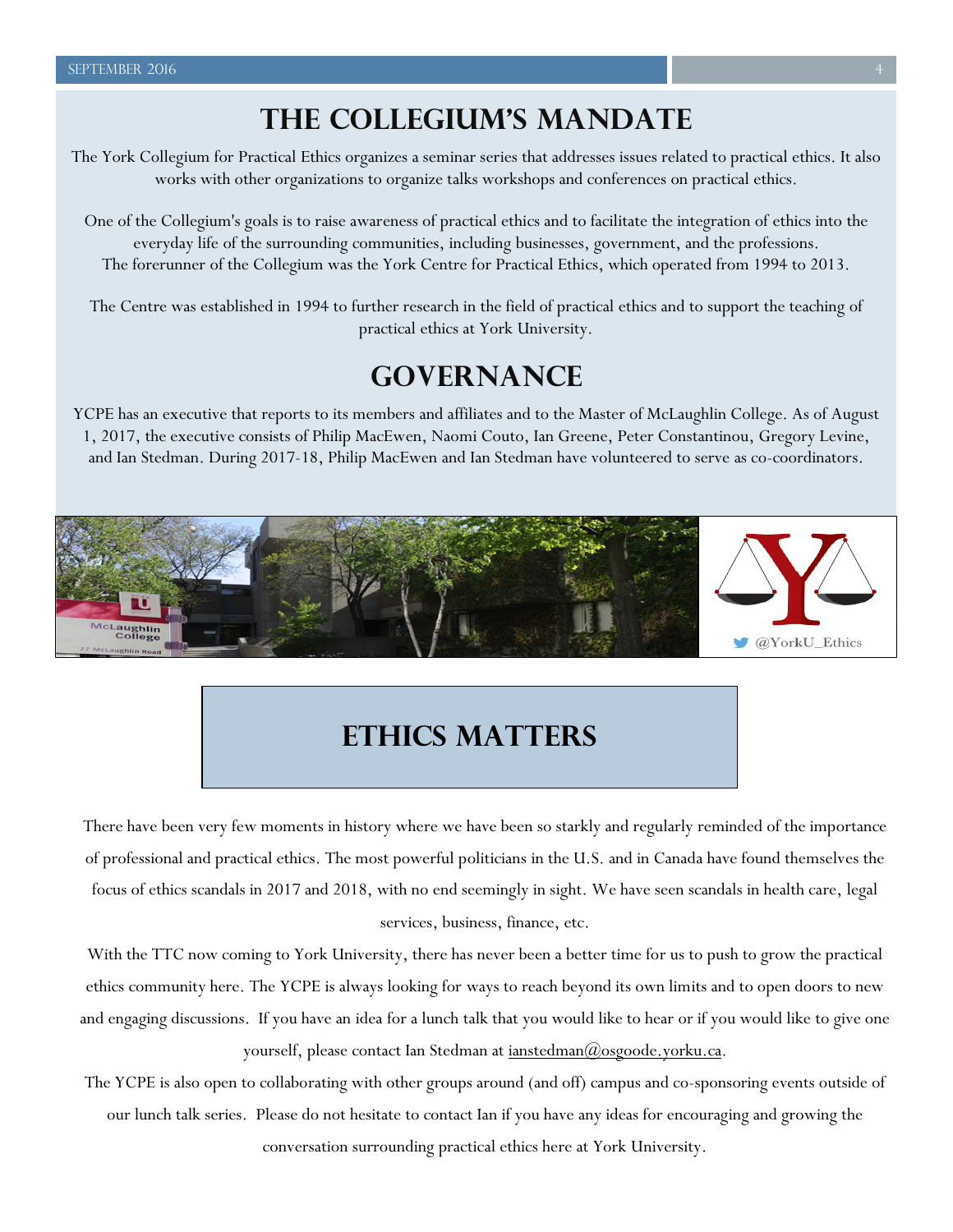# THE COLLEGIUM'S MANDATE

The York Collegium for Practical Ethics organizes a seminar series that addresses issues related to practical ethics. It also works with other organizations to organize talks workshops and conferences on practical ethics.

One of the Collegium's goals is to raise awareness of practical ethics and to facilitate the integration of ethics into the everyday life of the surrounding communities, including businesses, government, and the professions. The forerunner of the Collegium was the York Centre for Practical Ethics, which operated from 1994 to 2013.

The Centre was established in 1994 to further research in the field of practical ethics and to support the teaching of practical ethics at York University.

# GOVERNANCE

YCPE has an executive that reports to its members and affiliates and to the Master of McLaughlin College. As of August 1, 2017, the executive consists of Philip MacEwen, Naomi Couto, Ian Greene, Peter Constantinou, Gregory Levine, and Ian Stedman. During 2017-18, Philip MacEwen and Ian Stedman have volunteered to serve as co-coordinators.

# ETHICS MATTERS

There have been very few moments in history where we have been so starkly and regularly reminded of the importance of professional and practical ethics. The most powerful politicians in the U.S. and in Canada have found themselves the focus of ethics scandals in 2017 and 2018, with no end seemingly in sight. We have seen scandals in health care, legal services, business, finance, etc.

With the TTC now coming to York University, there has never been a better time for us to push to grow the practical ethics community here. The YCPE is always looking for ways to reach beyond its own limits and to open doors to new and engaging discussions. If you have an idea for a lunch talk that you would like to hear or if you would like to give one yourself, please contact Ian Stedman at ianstedman@osgoode.yorku.ca.

The YCPE is also open to collaborating with other groups around (and off) campus and co-sponsoring events outside of our lunch talk series. Please do not hesitate to contact Ian if you have any ideas for encouraging and growing the conversation surrounding practical ethics here at York University.